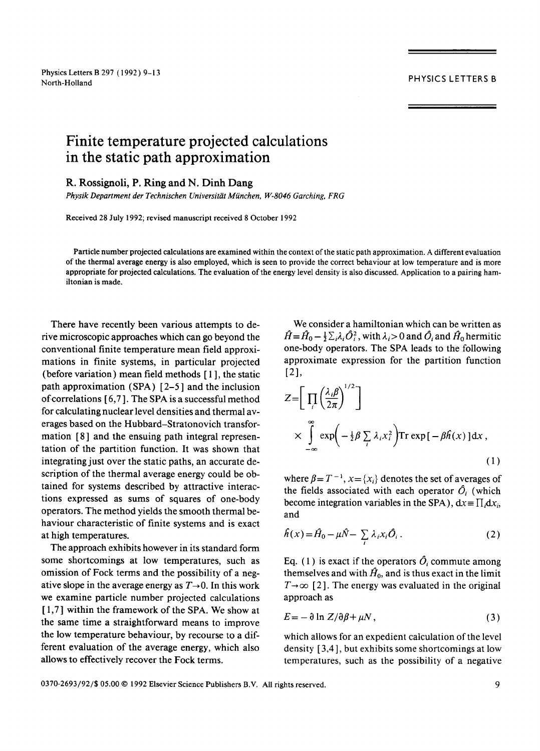# Finite temperature projected calculations in the static path approximation

**R. Rossignoli, P. Ring and N. Dinh Dang**

*Physik Department der Technischen Universität München, W-8046 Garching, FRG*

Received 28 July 1992; revised manuscript received 8 October 1992

Particle number projected calculations are examined within the context of the static path approximation. A different evaluation of the thermal average energy is also employed, which is seen to provide the correct behaviour at low temperature and is more appropriate for projected calculations. The evaluation of the energy level density is also discussed. Application to a pairing hamiltonian is made.

There have recently been various attempts to derive microscopic approaches which can go beyond the conventional finite temperature mean field approximations in finite systems, in particular projected (before variation) mean field methods [1], the static path approximation (SPA) [2–5] and the inclusion of correlations [6,7]. The SPA is a successful method for calculating nuclear level densities and thermal averages based on the Hubbard–Stratonovich transformation [8] and the ensuing path integral representation of the partition function. It was shown that integrating just over the static paths, an accurate description of the thermal average energy could be obtained for systems described by attractive interactions expressed as sums of squares of one-body operators. The method yields the smooth thermal behaviour characteristic of finite systems and is exact at high temperatures.

The approach exhibits however in its standard form some shortcomings at low temperatures, such as omission of Fock terms and the possibility of a negative slope in the average energy as $T \to 0$. In this work we examine particle number projected calculations [1,7] within the framework of the SPA. We show at the same time a straightforward means to improve the low temperature behaviour, by recourse to a different evaluation of the average energy, which also allows to effectively recover the Fock terms.

We consider a hamiltonian which can be written as $\hat{H} = \hat{H}_0 - \frac{1}{2}\sum_i \lambda_i \hat{O}_i^2$, with $\lambda_i > 0$ and $\hat{O}_i$ and $\hat{H}_0$ hermitic one-body operators. The SPA leads to the following approximate expression for the partition function [2],

$$Z = \left[\prod_i \left(\frac{\lambda_i \beta}{2\pi}\right)^{1/2}\right] \times \int_{-\infty}^{\infty} \exp\left(-\tfrac{1}{2}\beta \sum_i \lambda_i x_i^2\right) \mathrm{Tr}\exp[-\beta \hat{h}(x)]\,\mathrm{d}x\,, \tag{1}$$

where $\beta = T^{-1}$, $x = \{x_i\}$ denotes the set of averages of the fields associated with each operator $\hat{O}_i$ (which become integration variables in the SPA), $\mathrm{d}x \equiv \prod_i \mathrm{d}x_i$, and

$$\hat{h}(x) = \hat{H}_0 - \mu \hat{N} - \sum_i \lambda_i x_i \hat{O}_i\,. \tag{2}$$

Eq. (1) is exact if the operators $\hat{O}_i$ commute among themselves and with $\hat{H}_0$, and is thus exact in the limit $T \to \infty$ [2]. The energy was evaluated in the original approach as

$$E = -\partial \ln Z / \partial \beta + \mu N\,, \tag{3}$$

which allows for an expedient calculation of the level density [3,4], but exhibits some shortcomings at low temperatures, such as the possibility of a negative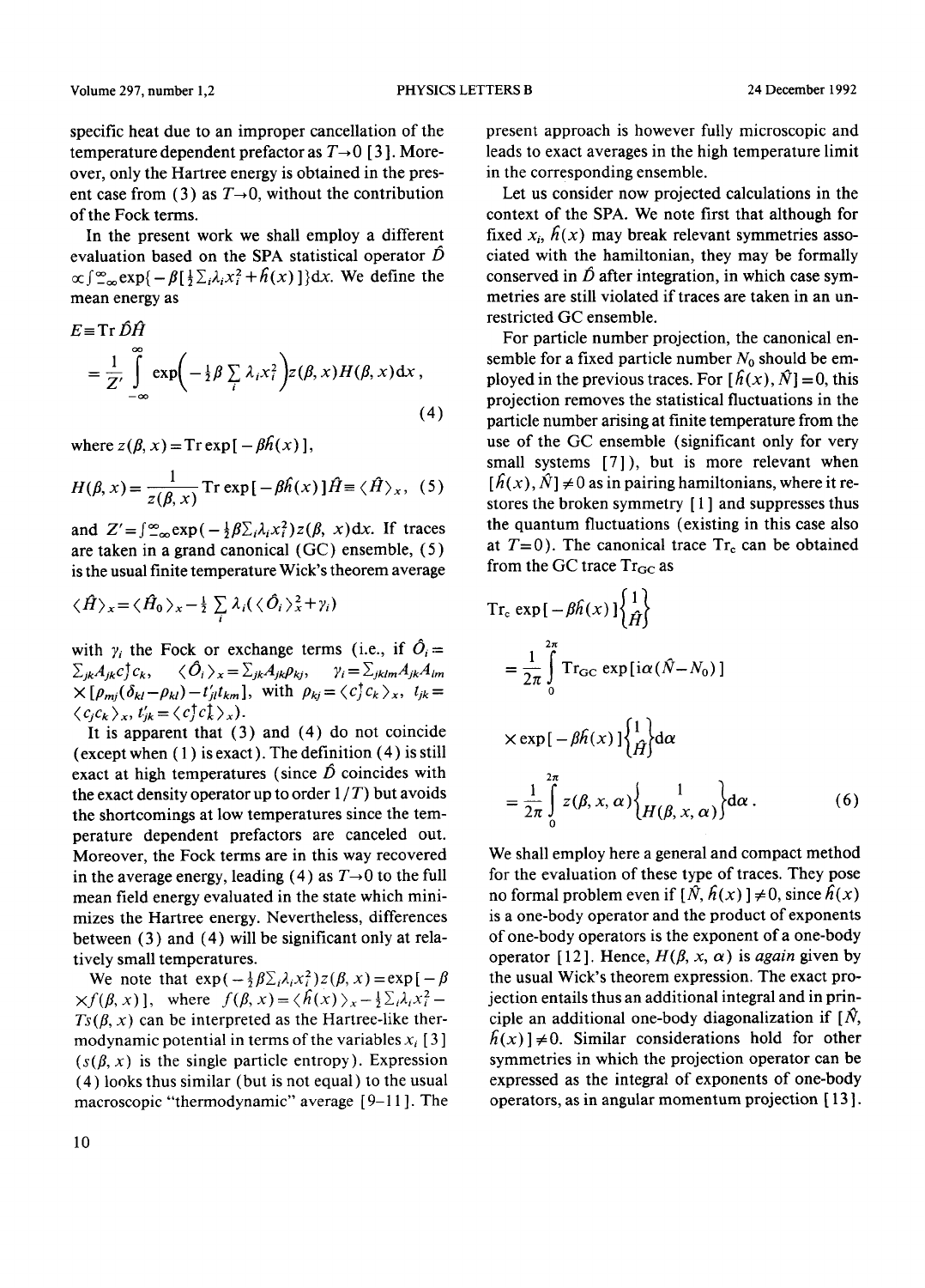specific heat due to an improper cancellation of the temperature dependent prefactor as $T \to 0$ [3]. Moreover, only the Hartree energy is obtained in the present case from (3) as $T \to 0$, without the contribution of the Fock terms.

In the present work we shall employ a different evaluation based on the SPA statistical operator $\hat{D} \propto \int_{-\infty}^{\infty} \exp\{-\beta[\frac{1}{2}\sum_i \lambda_i x_i^2 + \hat{h}(x)]\} \mathrm{d}x$. We define the mean energy as

$$E \equiv \operatorname{Tr} \hat{D}\hat{H}$$

$$= \frac{1}{Z'} \int_{-\infty}^{\infty} \exp\left(-\tfrac{1}{2}\beta \sum_i \lambda_i x_i^2\right) z(\beta, x) H(\beta, x) \mathrm{d}x , \tag{4}$$

where $z(\beta, x) = \operatorname{Tr} \exp[-\beta \hat{h}(x)]$,

$$H(\beta, x) = \frac{1}{z(\beta, x)} \operatorname{Tr} \exp[-\beta \hat{h}(x)] \hat{H} \equiv \langle \hat{H} \rangle_x , \tag{5}$$

and $Z' = \int_{-\infty}^{\infty} \exp(-\frac{1}{2}\beta \sum_i \lambda_i x_i^2) z(\beta, x) \mathrm{d}x$. If traces are taken in a grand canonical (GC) ensemble, (5) is the usual finite temperature Wick's theorem average

$$\langle \hat{H} \rangle_x = \langle \hat{H}_0 \rangle_x - \tfrac{1}{2} \sum_i \lambda_i (\langle \hat{O}_i \rangle_x^2 + \gamma_i)$$

with $\gamma_i$ the Fock or exchange terms (i.e., if $\hat{O}_i = \sum_{jk} A_{jk} c_j^\dagger c_k$, $\langle \hat{O}_i \rangle_x = \sum_{jk} A_{jk} \rho_{kj}$, $\gamma_i = \sum_{jklm} A_{jk} A_{lm} \times [\rho_{mj}(\delta_{kl} - \rho_{kl}) - t'_{jl} t_{km}]$, with $\rho_{kj} = \langle c_j^\dagger c_k \rangle_x$, $t_{jk} = \langle c_j c_k \rangle_x$, $t'_{jk} = \langle c_j^\dagger c_k^\dagger \rangle_x$).

It is apparent that (3) and (4) do not coincide (except when (1) is exact). The definition (4) is still exact at high temperatures (since $\hat{D}$ coincides with the exact density operator up to order $1/T$) but avoids the shortcomings at low temperatures since the temperature dependent prefactors are canceled out. Moreover, the Fock terms are in this way recovered in the average energy, leading (4) as $T \to 0$ to the full mean field energy evaluated in the state which minimizes the Hartree energy. Nevertheless, differences between (3) and (4) will be significant only at relatively small temperatures.

We note that $\exp(-\frac{1}{2}\beta \sum_i \lambda_i x_i^2) z(\beta, x) = \exp[-\beta \times f(\beta, x)]$, where $f(\beta, x) = \langle \hat{h}(x) \rangle_x - \frac{1}{2}\sum_i \lambda_i x_i^2 - Ts(\beta, x)$ can be interpreted as the Hartree-like thermodynamic potential in terms of the variables $x_i$ [3] ($s(\beta, x)$ is the single particle entropy). Expression (4) looks thus similar (but is not equal) to the usual macroscopic "thermodynamic" average [9–11]. The present approach is however fully microscopic and leads to exact averages in the high temperature limit in the corresponding ensemble.

Let us consider now projected calculations in the context of the SPA. We note first that although for fixed $x_i$, $\hat{h}(x)$ may break relevant symmetries associated with the hamiltonian, they may be formally conserved in $\hat{D}$ after integration, in which case symmetries are still violated if traces are taken in an unrestricted GC ensemble.

For particle number projection, the canonical ensemble for a fixed particle number $N_0$ should be employed in the previous traces. For $[\hat{h}(x), \hat{N}] = 0$, this projection removes the statistical fluctuations in the particle number arising at finite temperature from the use of the GC ensemble (significant only for very small systems [7]), but is more relevant when $[\hat{h}(x), \hat{N}] \neq 0$ as in pairing hamiltonians, where it restores the broken symmetry [1] and suppresses thus the quantum fluctuations (existing in this case also at $T=0$). The canonical trace $\mathrm{Tr}_\mathrm{c}$ can be obtained from the GC trace $\mathrm{Tr}_\mathrm{GC}$ as

$$\mathrm{Tr}_\mathrm{c} \exp[-\beta \hat{h}(x)] \begin{Bmatrix} 1 \\ \hat{H} \end{Bmatrix}$$

$$= \frac{1}{2\pi} \int_0^{2\pi} \mathrm{Tr}_\mathrm{GC} \exp[\mathrm{i}\alpha(\hat{N} - N_0)]$$

$$\times \exp[-\beta \hat{h}(x)] \begin{Bmatrix} 1 \\ \hat{H} \end{Bmatrix} \mathrm{d}\alpha$$

$$= \frac{1}{2\pi} \int_0^{2\pi} z(\beta, x, \alpha) \begin{Bmatrix} 1 \\ H(\beta, x, \alpha) \end{Bmatrix} \mathrm{d}\alpha . \tag{6}$$

We shall employ here a general and compact method for the evaluation of these type of traces. They pose no formal problem even if $[\hat{N}, \hat{h}(x)] \neq 0$, since $\hat{h}(x)$ is a one-body operator and the product of exponents of one-body operators is the exponent of a one-body operator [12]. Hence, $H(\beta, x, \alpha)$ is *again* given by the usual Wick's theorem expression. The exact projection entails thus an additional integral and in principle an additional one-body diagonalization if $[\hat{N}, \hat{h}(x)] \neq 0$. Similar considerations hold for other symmetries in which the projection operator can be expressed as the integral of exponents of one-body operators, as in angular momentum projection [13].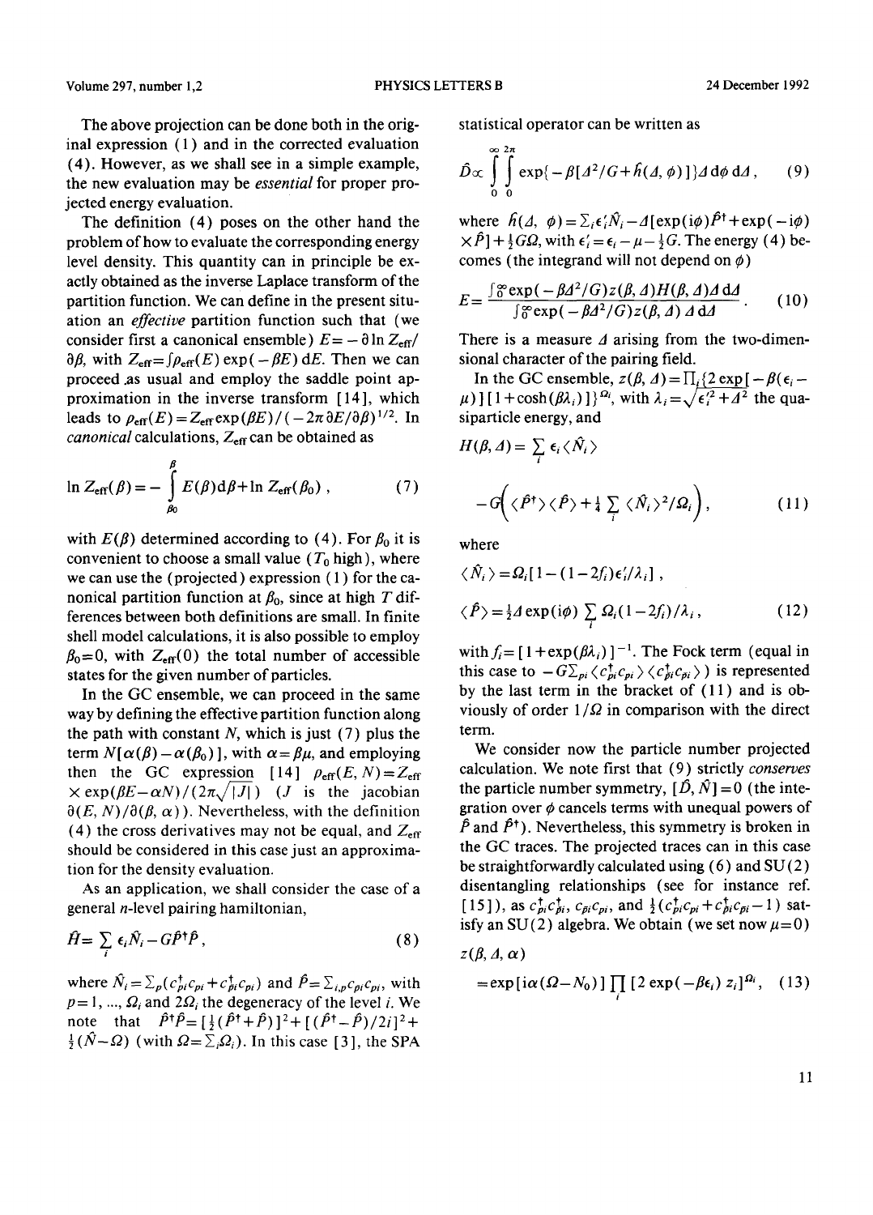The above projection can be done both in the original expression (1) and in the corrected evaluation (4). However, as we shall see in a simple example, the new evaluation may be *essential* for proper projected energy evaluation.

The definition (4) poses on the other hand the problem of how to evaluate the corresponding energy level density. This quantity can in principle be exactly obtained as the inverse Laplace transform of the partition function. We can define in the present situation an *effective* partition function such that (we consider first a canonical ensemble) $E=-\partial \ln Z_{\text{eff}}/\partial\beta$, with $Z_{\text{eff}}=\int\rho_{\text{eff}}(E)\exp(-\beta E)\,dE$. Then we can proceed as usual and employ the saddle point approximation in the inverse transform [14], which leads to $\rho_{\text{eff}}(E)=Z_{\text{eff}}\exp(\beta E)/(-2\pi\,\partial E/\partial\beta)^{1/2}$. In *canonical* calculations, $Z_{\text{eff}}$ can be obtained as

$$\ln Z_{\text{eff}}(\beta)=-\int_{\beta_0}^{\beta}E(\beta)\,d\beta+\ln Z_{\text{eff}}(\beta_0)\,, \tag{7}$$

with $E(\beta)$ determined according to (4). For $\beta_0$ it is convenient to choose a small value ($T_0$ high), where we can use the (projected) expression (1) for the canonical partition function at $\beta_0$, since at high $T$ differences between both definitions are small. In finite shell model calculations, it is also possible to employ $\beta_0=0$, with $Z_{\text{eff}}(0)$ the total number of accessible states for the given number of particles.

In the GC ensemble, we can proceed in the same way by defining the effective partition function along the path with constant $N$, which is just (7) plus the term $N[\alpha(\beta)-\alpha(\beta_0)]$, with $\alpha=\beta\mu$, and employing then the GC expression [14] $\rho_{\text{eff}}(E,N)=Z_{\text{eff}}\times\exp(\beta E-\alpha N)/(2\pi\sqrt{|J|})$ ($J$ is the jacobian $\partial(E,N)/\partial(\beta,\alpha)$). Nevertheless, with the definition (4) the cross derivatives may not be equal, and $Z_{\text{eff}}$ should be considered in this case just an approximation for the density evaluation.

As an application, we shall consider the case of a general $n$-level pairing hamiltonian,

$$\hat{H}=\sum_i\epsilon_i\hat{N}_i-G\hat{P}^\dagger\hat{P}\,, \tag{8}$$

where $\hat{N}_i=\sum_p(c^\dagger_{pi}c_{pi}+c^\dagger_{\bar{p}i}c_{\bar{p}i})$ and $\hat{P}=\sum_{i,p}c_{\bar{p}i}c_{pi}$, with $p=1,...,\Omega_i$ and $2\Omega_i$ the degeneracy of the level $i$. We note that $\hat{P}^\dagger\hat{P}=[\frac{1}{2}(\hat{P}^\dagger+\hat{P})]^2+[(\hat{P}^\dagger-\hat{P})/2i]^2+\frac{1}{2}(\hat{N}-\Omega)$ (with $\Omega=\sum_i\Omega_i$). In this case [3], the SPA statistical operator can be written as

$$\hat{D}\propto\int_0^\infty\int_0^{2\pi}\exp\{-\beta[\Delta^2/G+\hat{h}(\Delta,\phi)]\}\Delta\,d\phi\,d\Delta\,, \tag{9}$$

where $\hat{h}(\Delta,\phi)=\sum_i\epsilon'_i\hat{N}_i-\Delta[\exp(i\phi)\hat{P}^\dagger+\exp(-i\phi)\times\hat{P}]+\frac{1}{2}G\Omega$, with $\epsilon'_i=\epsilon_i-\mu-\frac{1}{2}G$. The energy (4) becomes (the integrand will not depend on $\phi$)

$$E=\frac{\int_0^\infty\exp(-\beta\Delta^2/G)z(\beta,\Delta)H(\beta,\Delta)\Delta\,d\Delta}{\int_0^\infty\exp(-\beta\Delta^2/G)z(\beta,\Delta)\,\Delta\,d\Delta}\,. \tag{10}$$

There is a measure $\Delta$ arising from the two-dimensional character of the pairing field.

In the GC ensemble, $z(\beta,\Delta)=\prod_i\{2\exp[-\beta(\epsilon_i-\mu)][1+\cosh(\beta\lambda_i)]\}^{\Omega_i}$, with $\lambda_i=\sqrt{\epsilon'^2_i+\Delta^2}$ the quasiparticle energy, and

$$H(\beta,\Delta)=\sum_i\epsilon_i\langle\hat{N}_i\rangle-G\Big(\langle\hat{P}^\dagger\rangle\langle\hat{P}\rangle+\tfrac{1}{4}\sum_i\langle\hat{N}_i\rangle^2/\Omega_i\Big)\,, \tag{11}$$

where

$$\langle\hat{N}_i\rangle=\Omega_i[1-(1-2f_i)\epsilon'_i/\lambda_i]\,,$$

$$\langle\hat{P}\rangle=\tfrac{1}{2}\Delta\exp(i\phi)\sum_i\Omega_i(1-2f_i)/\lambda_i\,, \tag{12}$$

with $f_i=[1+\exp(\beta\lambda_i)]^{-1}$. The Fock term (equal in this case to $-G\sum_{pi}\langle c^\dagger_{pi}c_{pi}\rangle\langle c^\dagger_{\bar{p}i}c_{\bar{p}i}\rangle$) is represented by the last term in the bracket of (11) and is obviously of order $1/\Omega$ in comparison with the direct term.

We consider now the particle number projected calculation. We note first that (9) strictly *conserves* the particle number symmetry, $[\hat{D},\hat{N}]=0$ (the integration over $\phi$ cancels terms with unequal powers of $\hat{P}$ and $\hat{P}^\dagger$). Nevertheless, this symmetry is broken in the GC traces. The projected traces can in this case be straightforwardly calculated using (6) and SU(2) disentangling relationships (see for instance ref. [15]), as $c^\dagger_{pi}c^\dagger_{\bar{p}i}$, $c_{\bar{p}i}c_{pi}$, and $\frac{1}{2}(c^\dagger_{pi}c_{pi}+c^\dagger_{\bar{p}i}c_{\bar{p}i}-1)$ satisfy an SU(2) algebra. We obtain (we set now $\mu=0$)

$$z(\beta,\Delta,\alpha)=\exp[i\alpha(\Omega-N_0)]\prod_i[2\exp(-\beta\epsilon_i)\,z_i]^{\Omega_i}\,, \tag{13}$$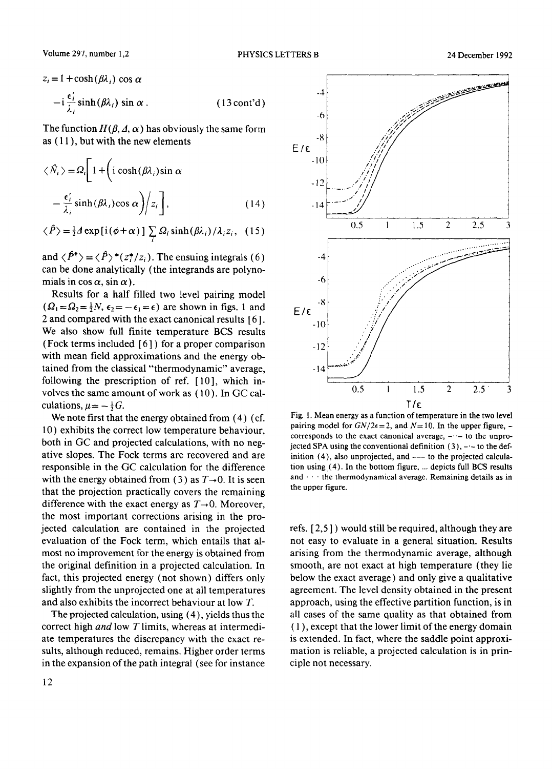$$z_i = 1 + \cosh(\beta\lambda_i)\cos\alpha$$

$$-\mathrm{i}\frac{\epsilon_i'}{\lambda_i}\sinh(\beta\lambda_i)\sin\alpha\,. \qquad (13\,\text{cont'd})$$

The function $H(\beta, \Delta, \alpha)$ has obviously the same form as (11), but with the new elements

$$\langle \hat{N}_i \rangle = \Omega_i \left[ 1 + \left( \mathrm{i}\cosh(\beta\lambda_i)\sin\alpha - \frac{\epsilon_i'}{\lambda_i}\sinh(\beta\lambda_i)\cos\alpha \right) \Big/ z_i \right], \qquad (14)$$

$$\langle \hat{P} \rangle = \tfrac{1}{2}\Delta \exp[\mathrm{i}(\phi + \alpha)] \sum_i \Omega_i \sinh(\beta\lambda_i)/\lambda_i z_i\,, \qquad (15)$$

and $\langle \hat{P}^\dagger \rangle = \langle \hat{P} \rangle^* (z_i^*/z_i)$. The ensuing integrals (6) can be done analytically (the integrands are polynomials in $\cos\alpha$, $\sin\alpha$).

Results for a half filled two level pairing model ($\Omega_1 = \Omega_2 = \frac{1}{2}N$, $\epsilon_2 = -\epsilon_1 = \epsilon$) are shown in figs. 1 and 2 and compared with the exact canonical results [6]. We also show full finite temperature BCS results (Fock terms included [6]) for a proper comparison with mean field approximations and the energy obtained from the classical "thermodynamic" average, following the prescription of ref. [10], which involves the same amount of work as (10). In GC calculations, $\mu = -\frac{1}{2}G$.

We note first that the energy obtained from (4) (cf. 10) exhibits the correct low temperature behaviour, both in GC and projected calculations, with no negative slopes. The Fock terms are recovered and are responsible in the GC calculation for the difference with the energy obtained from (3) as $T \to 0$. It is seen that the projection practically covers the remaining difference with the exact energy as $T \to 0$. Moreover, the most important corrections arising in the projected calculation are contained in the projected evaluation of the Fock term, which entails that almost no improvement for the energy is obtained from the original definition in a projected calculation. In fact, this projected energy (not shown) differs only slightly from the unprojected one at all temperatures and also exhibits the incorrect behaviour at low $T$.

The projected calculation, using (4), yields thus the correct high *and* low $T$ limits, whereas at intermediate temperatures the discrepancy with the exact results, although reduced, remains. Higher order terms in the expansion of the path integral (see for instance refs. [2,5]) would still be required, although they are not easy to evaluate in a general situation. Results arising from the thermodynamic average, although smooth, are not exact at high temperature (they lie below the exact average) and only give a qualitative agreement. The level density obtained in the present approach, using the effective partition function, is in all cases of the same quality as that obtained from (1), except that the lower limit of the energy domain is extended. In fact, where the saddle point approximation is reliable, a projected calculation is in principle not necessary.

Fig. 1. Mean energy as a function of temperature in the two level pairing model for $GN/2\epsilon = 2$, and $N = 10$. In the upper figure, – corresponds to the exact canonical average, -·-·- to the unprojected SPA using the conventional definition (3), -·- to the definition (4), also unprojected, and --- to the projected calculation using (4). In the bottom figure, ... depicts full BCS results and · · · the thermodynamical average. Remaining details as in the upper figure.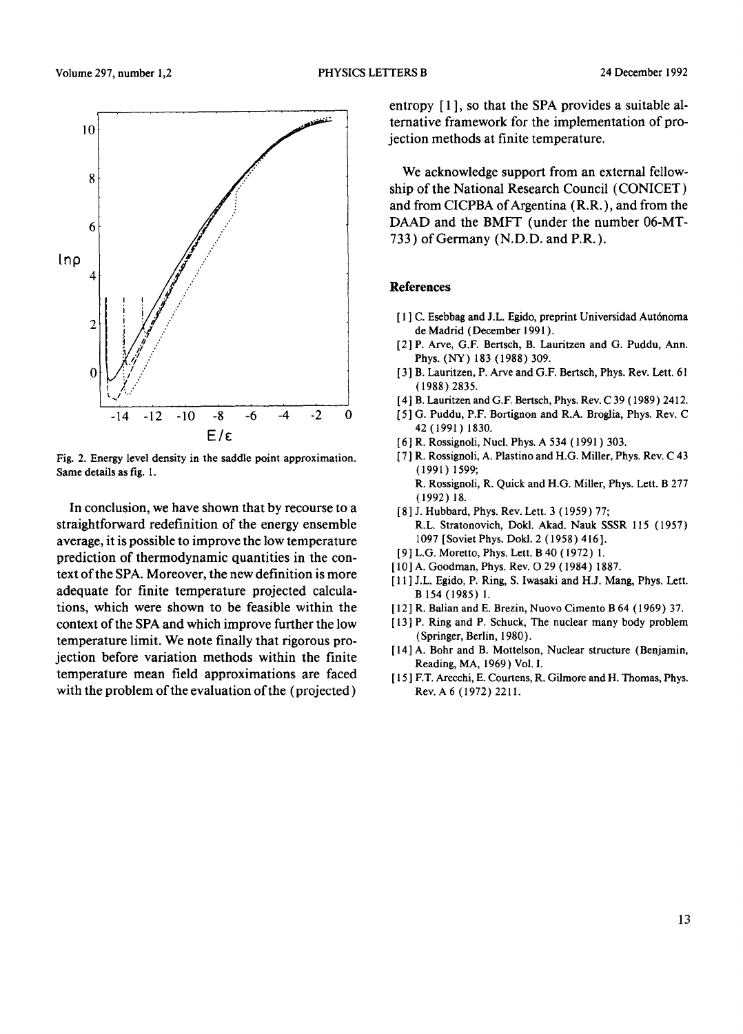10

8

6

lnρ

4

2

0

-14 -12 -10 -8 -6 -4 -2 0

$E/\varepsilon$

Fig. 2. Energy level density in the saddle point approximation. Same details as fig. 1.

In conclusion, we have shown that by recourse to a straightforward redefinition of the energy ensemble average, it is possible to improve the low temperature prediction of thermodynamic quantities in the context of the SPA. Moreover, the new definition is more adequate for finite temperature projected calculations, which were shown to be feasible within the context of the SPA and which improve further the low temperature limit. We note finally that rigorous projection before variation methods within the finite temperature mean field approximations are faced with the problem of the evaluation of the (projected) entropy [1], so that the SPA provides a suitable alternative framework for the implementation of projection methods at finite temperature.

We acknowledge support from an external fellowship of the National Research Council (CONICET) and from CICPBA of Argentina (R.R.), and from the DAAD and the BMFT (under the number 06-MT-733) of Germany (N.D.D. and P.R.).

## References

[1] C. Esebbag and J.L. Egido, preprint Universidad Autónoma de Madrid (December 1991).

[2] P. Arve, G.F. Bertsch, B. Lauritzen and G. Puddu, Ann. Phys. (NY) 183 (1988) 309.

[3] B. Lauritzen, P. Arve and G.F. Bertsch, Phys. Rev. Lett. 61 (1988) 2835.

[4] B. Lauritzen and G.F. Bertsch, Phys. Rev. C 39 (1989) 2412.

[5] G. Puddu, P.F. Bortignon and R.A. Broglia, Phys. Rev. C 42 (1991) 1830.

[6] R. Rossignoli, Nucl. Phys. A 534 (1991) 303.

[7] R. Rossignoli, A. Plastino and H.G. Miller, Phys. Rev. C 43 (1991) 1599;
R. Rossignoli, R. Quick and H.G. Miller, Phys. Lett. B 277 (1992) 18.

[8] J. Hubbard, Phys. Rev. Lett. 3 (1959) 77;
R.L. Stratonovich, Dokl. Akad. Nauk SSSR 115 (1957) 1097 [Soviet Phys. Dokl. 2 (1958) 416].

[9] L.G. Moretto, Phys. Lett. B 40 (1972) 1.

[10] A. Goodman, Phys. Rev. O 29 (1984) 1887.

[11] J.L. Egido, P. Ring, S. Iwasaki and H.J. Mang, Phys. Lett. B 154 (1985) 1.

[12] R. Balian and E. Brezin, Nuovo Cimento B 64 (1969) 37.

[13] P. Ring and P. Schuck, The nuclear many body problem (Springer, Berlin, 1980).

[14] A. Bohr and B. Mottelson, Nuclear structure (Benjamin, Reading, MA, 1969) Vol. I.

[15] F.T. Arecchi, E. Courtens, R. Gilmore and H. Thomas, Phys. Rev. A 6 (1972) 2211.